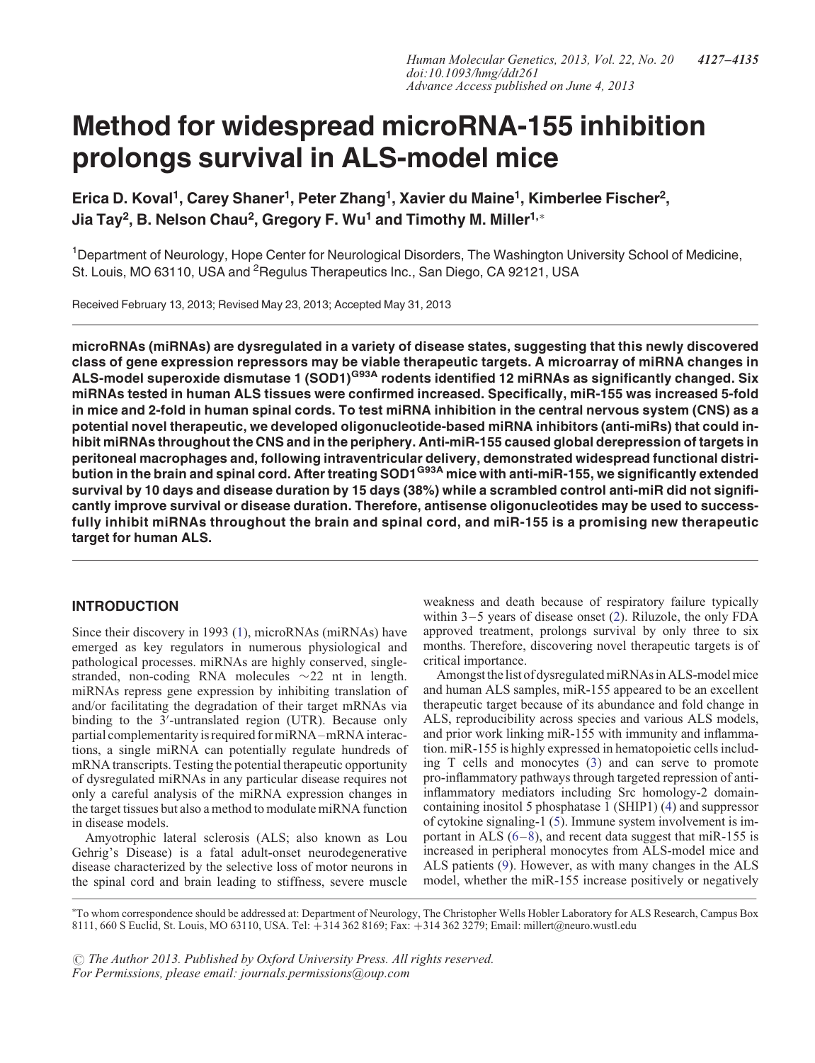# Method for widespread microRNA-155 inhibition prolongs survival in ALS-model mice

**Erica D. Koval[1], Carey Shaner[1], Peter Zhang[1], Xavier du Maine[1], Kimberlee Fischer[2], Jia Tay[2], B. Nelson Chau[2], Gregory F. Wu[1] and Timothy M. Miller[1,*]**

[1]Department of Neurology, Hope Center for Neurological Disorders, The Washington University School of Medicine, St. Louis, MO 63110, USA and [2]Regulus Therapeutics Inc., San Diego, CA 92121, USA

Received February 13, 2013; Revised May 23, 2013; Accepted May 31, 2013

**microRNAs (miRNAs) are dysregulated in a variety of disease states, suggesting that this newly discovered class of gene expression repressors may be viable therapeutic targets. A microarray of miRNA changes in ALS-model superoxide dismutase 1 (SOD1)$^{G93A}$ rodents identified 12 miRNAs as significantly changed. Six miRNAs tested in human ALS tissues were confirmed increased. Specifically, miR-155 was increased 5-fold in mice and 2-fold in human spinal cords. To test miRNA inhibition in the central nervous system (CNS) as a potential novel therapeutic, we developed oligonucleotide-based miRNA inhibitors (anti-miRs) that could inhibit miRNAs throughout the CNS and in the periphery. Anti-miR-155 caused global derepression of targets in peritoneal macrophages and, following intraventricular delivery, demonstrated widespread functional distribution in the brain and spinal cord. After treating SOD1$^{G93A}$ mice with anti-miR-155, we significantly extended survival by 10 days and disease duration by 15 days (38%) while a scrambled control anti-miR did not significantly improve survival or disease duration. Therefore, antisense oligonucleotides may be used to successfully inhibit miRNAs throughout the brain and spinal cord, and miR-155 is a promising new therapeutic target for human ALS.**

## INTRODUCTION

Since their discovery in 1993 (1), microRNAs (miRNAs) have emerged as key regulators in numerous physiological and pathological processes. miRNAs are highly conserved, single-stranded, non-coding RNA molecules ~22 nt in length. miRNAs repress gene expression by inhibiting translation of and/or facilitating the degradation of their target mRNAs via binding to the 3′-untranslated region (UTR). Because only partial complementarity is required for miRNA–mRNA interactions, a single miRNA can potentially regulate hundreds of mRNA transcripts. Testing the potential therapeutic opportunity of dysregulated miRNAs in any particular disease requires not only a careful analysis of the miRNA expression changes in the target tissues but also a method to modulate miRNA function in disease models.

Amyotrophic lateral sclerosis (ALS; also known as Lou Gehrig's Disease) is a fatal adult-onset neurodegenerative disease characterized by the selective loss of motor neurons in the spinal cord and brain leading to stiffness, severe muscle weakness and death because of respiratory failure typically within 3–5 years of disease onset (2). Riluzole, the only FDA approved treatment, prolongs survival by only three to six months. Therefore, discovering novel therapeutic targets is of critical importance.

Amongst the list of dysregulated miRNAs in ALS-model mice and human ALS samples, miR-155 appeared to be an excellent therapeutic target because of its abundance and fold change in ALS, reproducibility across species and various ALS models, and prior work linking miR-155 with immunity and inflammation. miR-155 is highly expressed in hematopoietic cells including T cells and monocytes (3) and can serve to promote pro-inflammatory pathways through targeted repression of anti-inflammatory mediators including Src homology-2 domain-containing inositol 5 phosphatase 1 (SHIP1) (4) and suppressor of cytokine signaling-1 (5). Immune system involvement is important in ALS (6–8), and recent data suggest that miR-155 is increased in peripheral monocytes from ALS-model mice and ALS patients (9). However, as with many changes in the ALS model, whether the miR-155 increase positively or negatively

*To whom correspondence should be addressed at: Department of Neurology, The Christopher Wells Hobler Laboratory for ALS Research, Campus Box 8111, 660 S Euclid, St. Louis, MO 63110, USA. Tel: +314 362 8169; Fax: +314 362 3279; Email: millert@neuro.wustl.edu

© The Author 2013. Published by Oxford University Press. All rights reserved.
For Permissions, please email: journals.permissions@oup.com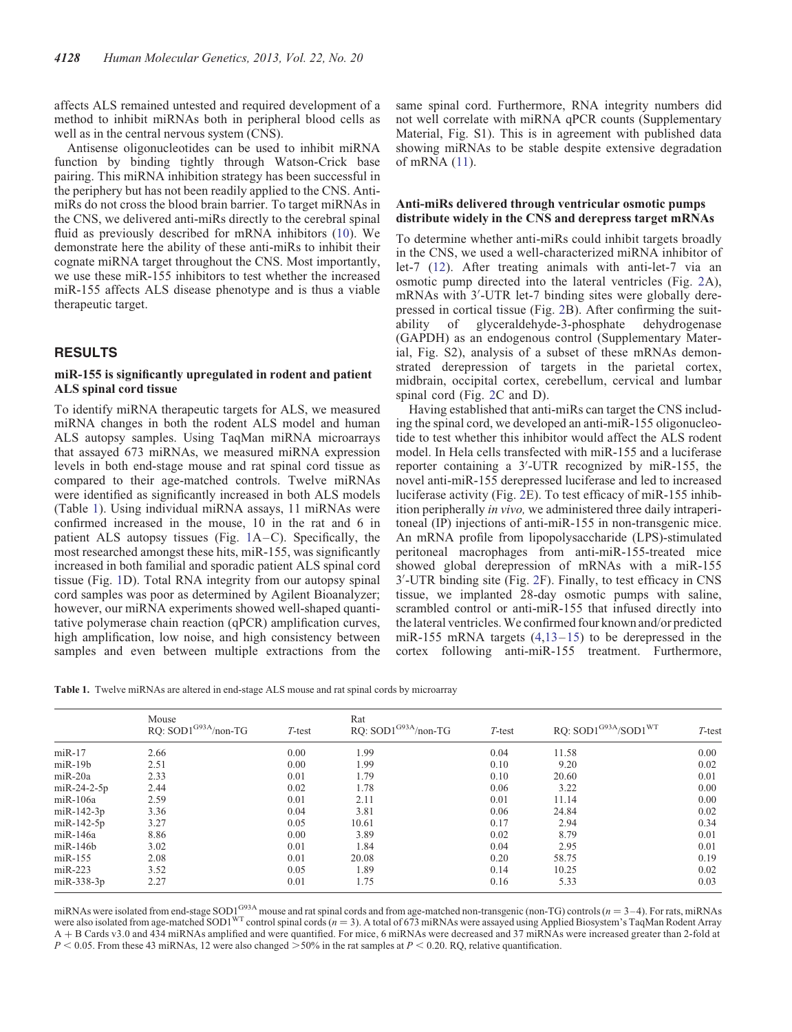affects ALS remained untested and required development of a method to inhibit miRNAs both in peripheral blood cells as well as in the central nervous system (CNS).

Antisense oligonucleotides can be used to inhibit miRNA function by binding tightly through Watson-Crick base pairing. This miRNA inhibition strategy has been successful in the periphery but has not been readily applied to the CNS. Anti-miRs do not cross the blood brain barrier. To target miRNAs in the CNS, we delivered anti-miRs directly to the cerebral spinal fluid as previously described for mRNA inhibitors (10). We demonstrate here the ability of these anti-miRs to inhibit their cognate miRNA target throughout the CNS. Most importantly, we use these miR-155 inhibitors to test whether the increased miR-155 affects ALS disease phenotype and is thus a viable therapeutic target.

## RESULTS

### miR-155 is significantly upregulated in rodent and patient ALS spinal cord tissue

To identify miRNA therapeutic targets for ALS, we measured miRNA changes in both the rodent ALS model and human ALS autopsy samples. Using TaqMan miRNA microarrays that assayed 673 miRNAs, we measured miRNA expression levels in both end-stage mouse and rat spinal cord tissue as compared to their age-matched controls. Twelve miRNAs were identified as significantly increased in both ALS models (Table 1). Using individual miRNA assays, 11 miRNAs were confirmed increased in the mouse, 10 in the rat and 6 in patient ALS autopsy tissues (Fig. 1A–C). Specifically, the most researched amongst these hits, miR-155, was significantly increased in both familial and sporadic patient ALS spinal cord tissue (Fig. 1D). Total RNA integrity from our autopsy spinal cord samples was poor as determined by Agilent Bioanalyzer; however, our miRNA experiments showed well-shaped quantitative polymerase chain reaction (qPCR) amplification curves, high amplification, low noise, and high consistency between samples and even between multiple extractions from the same spinal cord. Furthermore, RNA integrity numbers did not well correlate with miRNA qPCR counts (Supplementary Material, Fig. S1). This is in agreement with published data showing miRNAs to be stable despite extensive degradation of mRNA (11).

### Anti-miRs delivered through ventricular osmotic pumps distribute widely in the CNS and derepress target mRNAs

To determine whether anti-miRs could inhibit targets broadly in the CNS, we used a well-characterized miRNA inhibitor of let-7 (12). After treating animals with anti-let-7 via an osmotic pump directed into the lateral ventricles (Fig. 2A), mRNAs with 3′-UTR let-7 binding sites were globally derepressed in cortical tissue (Fig. 2B). After confirming the suitability of glyceraldehyde-3-phosphate dehydrogenase (GAPDH) as an endogenous control (Supplementary Material, Fig. S2), analysis of a subset of these mRNAs demonstrated derepression of targets in the parietal cortex, midbrain, occipital cortex, cerebellum, cervical and lumbar spinal cord (Fig. 2C and D).

Having established that anti-miRs can target the CNS including the spinal cord, we developed an anti-miR-155 oligonucleotide to test whether this inhibitor would affect the ALS rodent model. In Hela cells transfected with miR-155 and a luciferase reporter containing a 3′-UTR recognized by miR-155, the novel anti-miR-155 derepressed luciferase and led to increased luciferase activity (Fig. 2E). To test efficacy of miR-155 inhibition peripherally *in vivo,* we administered three daily intraperitoneal (IP) injections of anti-miR-155 in non-transgenic mice. An mRNA profile from lipopolysaccharide (LPS)-stimulated peritoneal macrophages from anti-miR-155-treated mice showed global derepression of mRNAs with a miR-155 3′-UTR binding site (Fig. 2F). Finally, to test efficacy in CNS tissue, we implanted 28-day osmotic pumps with saline, scrambled control or anti-miR-155 that infused directly into the lateral ventricles. We confirmed four known and/or predicted miR-155 mRNA targets (4,13–15) to be derepressed in the cortex following anti-miR-155 treatment. Furthermore,

**Table 1.** Twelve miRNAs are altered in end-stage ALS mouse and rat spinal cords by microarray

| | Mouse RQ: $SOD1^{G93A}$/non-TG | *T*-test | Rat RQ: $SOD1^{G93A}$/non-TG | *T*-test | RQ: $SOD1^{G93A}$/$SOD1^{WT}$ | *T*-test |
|---|---|---|---|---|---|---|
| miR-17 | 2.66 | 0.00 | 1.99 | 0.04 | 11.58 | 0.00 |
| miR-19b | 2.51 | 0.00 | 1.99 | 0.10 | 9.20 | 0.02 |
| miR-20a | 2.33 | 0.01 | 1.79 | 0.10 | 20.60 | 0.01 |
| miR-24-2-5p | 2.44 | 0.02 | 1.78 | 0.06 | 3.22 | 0.00 |
| miR-106a | 2.59 | 0.01 | 2.11 | 0.01 | 11.14 | 0.00 |
| miR-142-3p | 3.36 | 0.04 | 3.81 | 0.06 | 24.84 | 0.02 |
| miR-142-5p | 3.27 | 0.05 | 10.61 | 0.17 | 2.94 | 0.34 |
| miR-146a | 8.86 | 0.00 | 3.89 | 0.02 | 8.79 | 0.01 |
| miR-146b | 3.02 | 0.01 | 1.84 | 0.04 | 2.95 | 0.01 |
| miR-155 | 2.08 | 0.01 | 20.08 | 0.20 | 58.75 | 0.19 |
| miR-223 | 3.52 | 0.05 | 1.89 | 0.14 | 10.25 | 0.02 |
| miR-338-3p | 2.27 | 0.01 | 1.75 | 0.16 | 5.33 | 0.03 |

miRNAs were isolated from end-stage $SOD1^{G93A}$ mouse and rat spinal cords and from age-matched non-transgenic (non-TG) controls ($n = 3–4$). For rats, miRNAs were also isolated from age-matched $SOD1^{WT}$ control spinal cords ($n = 3$). A total of 673 miRNAs were assayed using Applied Biosystem's TaqMan Rodent Array A + B Cards v3.0 and 434 miRNAs amplified and were quantified. For mice, 6 miRNAs were decreased and 37 miRNAs were increased greater than 2-fold at $P < 0.05$. From these 43 miRNAs, 12 were also changed >50% in the rat samples at $P < 0.20$. RQ, relative quantification.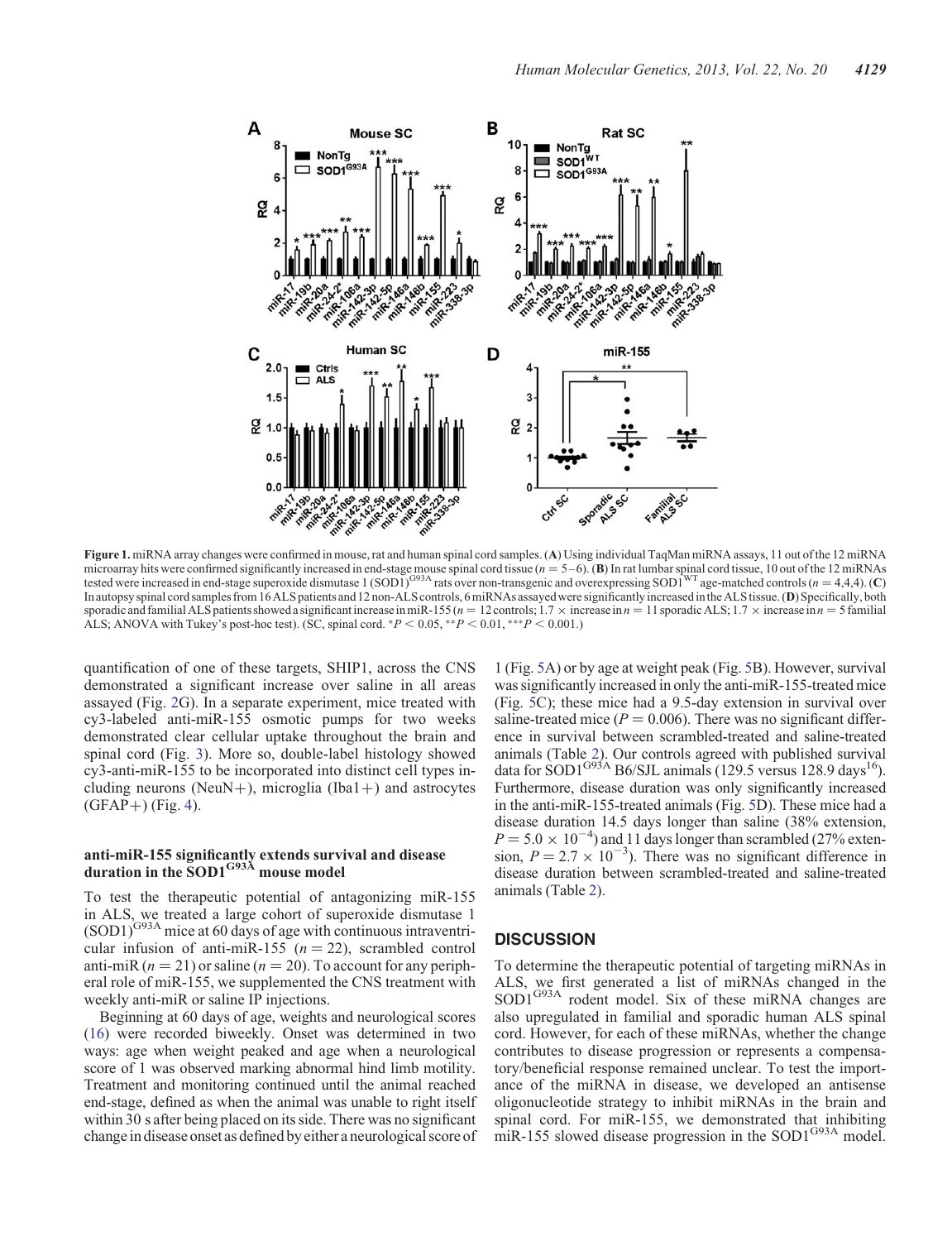A

Mouse SC

NonTg
SOD1$^{G93A}$

RQ

miR-17, miR-19b, miR-20a, miR-24-2*, miR-106a, miR-142-3p, miR-142-5p, miR-146a, miR-146b, miR-155, miR-223, miR-338-3p

B

Rat SC

NonTg
SOD1$^{WT}$
SOD1$^{G93A}$

RQ

miR-17, miR-19b, miR-20a, miR-24-2*, miR-106a, miR-142-3p, miR-142-5p, miR-146a, miR-146b, miR-155, miR-223, miR-338-3p

C

Human SC

Ctrls
ALS

RQ

miR-17, miR-19b, miR-20a, miR-24-2*, miR-106a, miR-142-3p, miR-142-5p, miR-146a, miR-146b, miR-155, miR-223, miR-338-3p

D

miR-155

RQ

Ctrl SC, Sporadic ALS SC, Familial ALS SC

**Figure 1.** miRNA array changes were confirmed in mouse, rat and human spinal cord samples. (**A**) Using individual TaqMan miRNA assays, 11 out of the 12 miRNA microarray hits were confirmed significantly increased in end-stage mouse spinal cord tissue ($n = 5$–6). (**B**) In rat lumbar spinal cord tissue, 10 out of the 12 miRNAs tested were increased in end-stage superoxide dismutase 1 (SOD1)$^{G93A}$ rats over non-transgenic and overexpressing SOD1$^{WT}$ age-matched controls ($n = 4,4,4$). (**C**) In autopsy spinal cord samples from 16 ALS patients and 12 non-ALS controls, 6 miRNAs assayed were significantly increased in the ALS tissue. (**D**) Specifically, both sporadic and familial ALS patients showed a significant increase in miR-155 ($n = 12$ controls; $1.7 \times$ increase in $n = 11$ sporadic ALS; $1.7 \times$ increase in $n = 5$ familial ALS; ANOVA with Tukey's post-hoc test). (SC, spinal cord. $^{*}P < 0.05$, $^{**}P < 0.01$, $^{***}P < 0.001$.)

quantification of one of these targets, SHIP1, across the CNS demonstrated a significant increase over saline in all areas assayed (Fig. 2G). In a separate experiment, mice treated with cy3-labeled anti-miR-155 osmotic pumps for two weeks demonstrated clear cellular uptake throughout the brain and spinal cord (Fig. 3). More so, double-label histology showed cy3-anti-miR-155 to be incorporated into distinct cell types including neurons (NeuN+), microglia (Iba1+) and astrocytes (GFAP+) (Fig. 4).

### anti-miR-155 significantly extends survival and disease duration in the SOD1$^{G93A}$ mouse model

To test the therapeutic potential of antagonizing miR-155 in ALS, we treated a large cohort of superoxide dismutase 1 (SOD1)$^{G93A}$ mice at 60 days of age with continuous intraventricular infusion of anti-miR-155 ($n = 22$), scrambled control anti-miR ($n = 21$) or saline ($n = 20$). To account for any peripheral role of miR-155, we supplemented the CNS treatment with weekly anti-miR or saline IP injections.

Beginning at 60 days of age, weights and neurological scores (16) were recorded biweekly. Onset was determined in two ways: age when weight peaked and age when a neurological score of 1 was observed marking abnormal hind limb motility. Treatment and monitoring continued until the animal reached end-stage, defined as when the animal was unable to right itself within 30 s after being placed on its side. There was no significant change in disease onset as defined by either a neurological score of 1 (Fig. 5A) or by age at weight peak (Fig. 5B). However, survival was significantly increased in only the anti-miR-155-treated mice (Fig. 5C); these mice had a 9.5-day extension in survival over saline-treated mice ($P = 0.006$). There was no significant difference in survival between scrambled-treated and saline-treated animals (Table 2). Our controls agreed with published survival data for SOD1$^{G93A}$ B6/SJL animals (129.5 versus 128.9 days[16]). Furthermore, disease duration was only significantly increased in the anti-miR-155-treated animals (Fig. 5D). These mice had a disease duration 14.5 days longer than saline (38% extension, $P = 5.0 \times 10^{-4}$) and 11 days longer than scrambled (27% extension, $P = 2.7 \times 10^{-3}$). There was no significant difference in disease duration between scrambled-treated and saline-treated animals (Table 2).

## DISCUSSION

To determine the therapeutic potential of targeting miRNAs in ALS, we first generated a list of miRNAs changed in the SOD1$^{G93A}$ rodent model. Six of these miRNA changes are also upregulated in familial and sporadic human ALS spinal cord. However, for each of these miRNAs, whether the change contributes to disease progression or represents a compensatory/beneficial response remained unclear. To test the importance of the miRNA in disease, we developed an antisense oligonucleotide strategy to inhibit miRNAs in the brain and spinal cord. For miR-155, we demonstrated that inhibiting miR-155 slowed disease progression in the SOD1$^{G93A}$ model.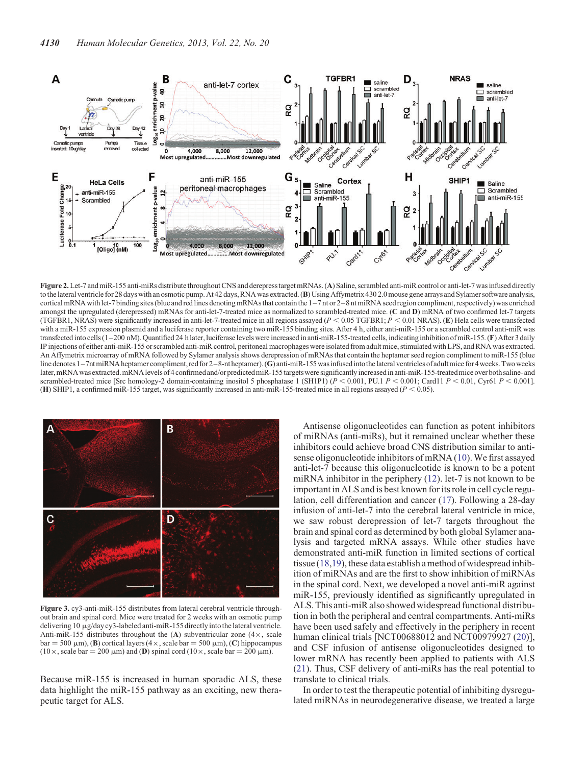A

Cannula Osmotic pump

Day 1 Lateral ventricle Day 28 Day 42

Osmotic pumps inserted: 10ug/day Pumps removed Tissue collected

B

anti-let-7 cortex

Log10 enrichment p-value

0 10 20 30 40

0 4,000 8,000 12,000

Most upregulated.............Most downregulated

C

TGFBR1

saline scrambled anti-let-7

RQ

0 1 2 3

Parietal Cortex, Midbrain, Occipital Cortex, Cerebellum, Cervical SC, Lumbar SC

D

NRAS

saline scrambled anti-let-7

RQ

0 1 2 3

Parietal Cortex, Midbrain, Occipital Cortex, Cerebellum, Cervical SC, Lumbar SC

E

HeLa Cells

anti-miR-155 Scrambled

Luciferase Fold Change

0 5 10 15 20

0.1 1 10 100

[Oligo] (nM)

F

anti-miR-155 peritoneal macrophages

Log10 enrichment p-value

0 4 8 12

0 4,000 8,000 12,000

Most upregulated.............Most downregulated

G

Cortex

Saline Scrambled anti-miR-155

RQ

0 1 2 3 4 5

SHIP1, PU.1, Card11, Cyr61

H

SHIP1

Saline Scrambled anti-miR-155

RQ

0 1 2 3

Parietal Cortex, Midbrain, Occipital Cortex, Cerebellum, Cervical SC, Lumbar SC

**Figure 2.** Let-7 and miR-155 anti-miRs distribute throughout CNS and derepress target mRNAs. (**A**) Saline, scrambled anti-miR control or anti-let-7 was infused directly to the lateral ventricle for 28 days with an osmotic pump. At 42 days, RNA was extracted. (**B**) Using Affymetrix 430 2.0 mouse gene arrays and Sylamer software analysis, cortical mRNA with let-7 binding sites (blue and red lines denoting mRNAs that contain the 1–7 nt or 2–8 nt miRNA seed region compliment, respectively) was enriched amongst the upregulated (derepressed) mRNAs for anti-let-7-treated mice as normalized to scrambled-treated mice. (**C** and **D**) mRNA of two confirmed let-7 targets (TGFBR1, NRAS) were significantly increased in anti-let-7-treated mice in all regions assayed ($P < 0.05$ TGFBR1; $P < 0.01$ NRAS). (**E**) Hela cells were transfected with a miR-155 expression plasmid and a luciferase reporter containing two miR-155 binding sites. After 4 h, either anti-miR-155 or a scrambled control anti-miR was transfected into cells (1–200 nM). Quantified 24 h later, luciferase levels were increased in anti-miR-155-treated cells, indicating inhibition of miR-155. (**F**) After 3 daily IP injections of either anti-miR-155 or scrambled anti-miR control, peritoneal macrophages were isolated from adult mice, stimulated with LPS, and RNA was extracted. An Affymetrix microarray of mRNA followed by Sylamer analysis shows derepression of mRNAs that contain the heptamer seed region compliment to miR-155 (blue line denotes 1–7 nt miRNA heptamer compliment, red for 2–8-nt heptamer). (**G**) anti-miR-155 was infused into the lateral ventricles of adult mice for 4 weeks. Two weeks later, mRNA was extracted. mRNA levels of 4 confirmed and/or predicted miR-155 targets were significantly increased in anti-miR-155-treated mice over both saline- and scrambled-treated mice [Src homology-2 domain-containing inositol 5 phosphatase 1 (SHIP1) ($P < 0.001$, PU.1 $P < 0.001$; Card11 $P < 0.01$, Cyr61 $P < 0.001$]. (**H**) SHIP1, a confirmed miR-155 target, was significantly increased in anti-miR-155-treated mice in all regions assayed ($P < 0.05$).

A B C D

**Figure 3.** cy3-anti-miR-155 distributes from lateral cerebral ventricle throughout brain and spinal cord. Mice were treated for 2 weeks with an osmotic pump delivering 10 µg/day cy3-labeled anti-miR-155 directly into the lateral ventricle. Anti-miR-155 distributes throughout the (**A**) subventricular zone (4×, scale bar = 500 µm), (**B**) cortical layers (4×, scale bar = 500 µm), (**C**) hippocampus (10×, scale bar = 200 µm) and (**D**) spinal cord (10×, scale bar = 200 µm).

Because miR-155 is increased in human sporadic ALS, these data highlight the miR-155 pathway as an exciting, new therapeutic target for ALS.

Antisense oligonucleotides can function as potent inhibitors of miRNAs (anti-miRs), but it remained unclear whether these inhibitors could achieve broad CNS distribution similar to antisense oligonucleotide inhibitors of mRNA (10). We first assayed anti-let-7 because this oligonucleotide is known to be a potent miRNA inhibitor in the periphery (12). let-7 is not known to be important in ALS and is best known for its role in cell cycle regulation, cell differentiation and cancer (17). Following a 28-day infusion of anti-let-7 into the cerebral lateral ventricle in mice, we saw robust derepression of let-7 targets throughout the brain and spinal cord as determined by both global Sylamer analysis and targeted mRNA assays. While other studies have demonstrated anti-miR function in limited sections of cortical tissue (18,19), these data establish a method of widespread inhibition of miRNAs and are the first to show inhibition of miRNAs in the spinal cord. Next, we developed a novel anti-miR against miR-155, previously identified as significantly upregulated in ALS. This anti-miR also showed widespread functional distribution in both the peripheral and central compartments. Anti-miRs have been used safely and effectively in the periphery in recent human clinical trials [NCT00688012 and NCT00979927 (20)], and CSF infusion of antisense oligonucleotides designed to lower mRNA has recently been applied to patients with ALS (21). Thus, CSF delivery of anti-miRs has the real potential to translate to clinical trials.

In order to test the therapeutic potential of inhibiting dysregulated miRNAs in neurodegenerative disease, we treated a large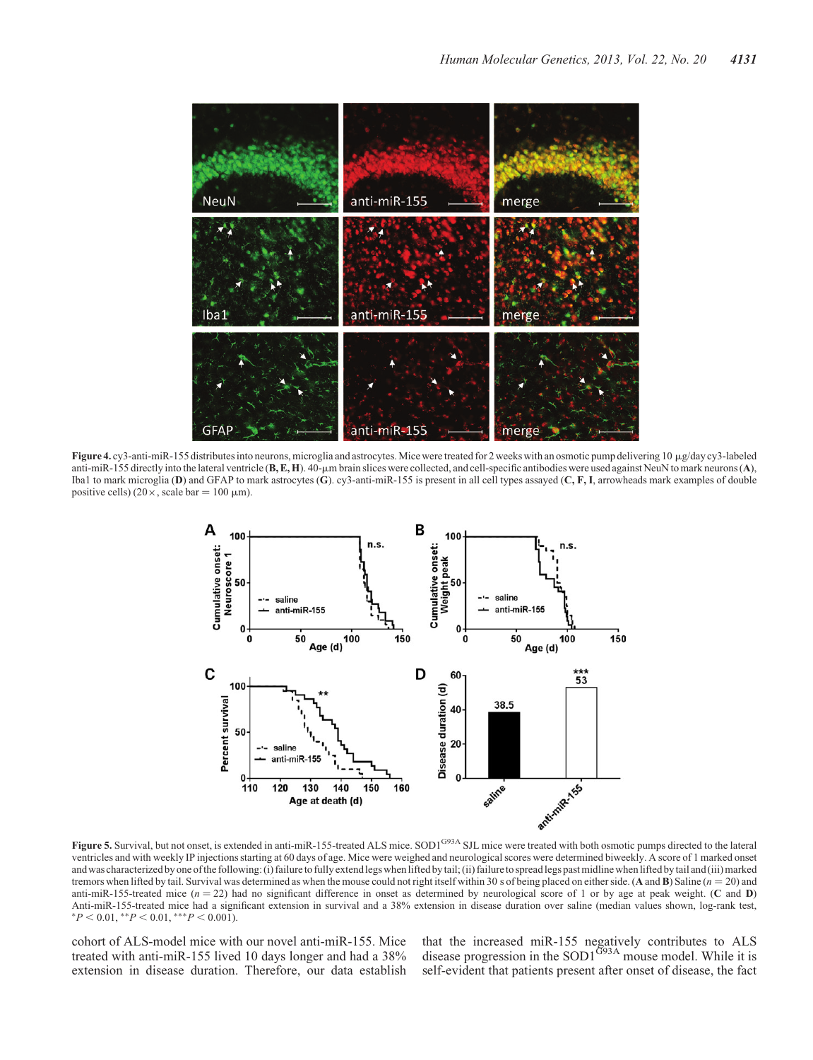NeuN

anti-miR-155

merge

Iba1

anti-miR-155

merge

GFAP

anti-miR-155

merge

**Figure 4.** cy3-anti-miR-155 distributes into neurons, microglia and astrocytes. Mice were treated for 2 weeks with an osmotic pump delivering 10 µg/day cy3-labeled anti-miR-155 directly into the lateral ventricle (**B, E, H**). 40-µm brain slices were collected, and cell-specific antibodies were used against NeuN to mark neurons (**A**), Iba1 to mark microglia (**D**) and GFAP to mark astrocytes (**G**). cy3-anti-miR-155 is present in all cell types assayed (**C, F, I**, arrowheads mark examples of double positive cells) (20×, scale bar = 100 µm).

A

Cumulative onset: Neuroscore 1

100

50

0

0 50 100 150

Age (d)

n.s.

saline

anti-miR-155

B

Cumulative onset: Weight peak

100

50

0

0 50 100 150

Age (d)

n.s.

saline

anti-miR-155

C

Percent survival

100

50

0

110 120 130 140 150 160

Age at death (d)

**

saline

anti-miR-155

D

Disease duration (d)

60

40

20

0

38.5

***

53

saline

anti-miR-155

**Figure 5.** Survival, but not onset, is extended in anti-miR-155-treated ALS mice. SOD1$^{G93A}$ SJL mice were treated with both osmotic pumps directed to the lateral ventricles and with weekly IP injections starting at 60 days of age. Mice were weighed and neurological scores were determined biweekly. A score of 1 marked onset and was characterized by one of the following: (i) failure to fully extend legs when lifted by tail; (ii) failure to spread legs past midline when lifted by tail and (iii) marked tremors when lifted by tail. Survival was determined as when the mouse could not right itself within 30 s of being placed on either side. (**A** and **B**) Saline ($n = 20$) and anti-miR-155-treated mice ($n = 22$) had no significant difference in onset as determined by neurological score of 1 or by age at peak weight. (**C** and **D**) Anti-miR-155-treated mice had a significant extension in survival and a 38% extension in disease duration over saline (median values shown, log-rank test, $^{*}P < 0.01$, $^{**}P < 0.01$, $^{***}P < 0.001$).

cohort of ALS-model mice with our novel anti-miR-155. Mice treated with anti-miR-155 lived 10 days longer and had a 38% extension in disease duration. Therefore, our data establish that the increased miR-155 negatively contributes to ALS disease progression in the SOD1$^{G93A}$ mouse model. While it is self-evident that patients present after onset of disease, the fact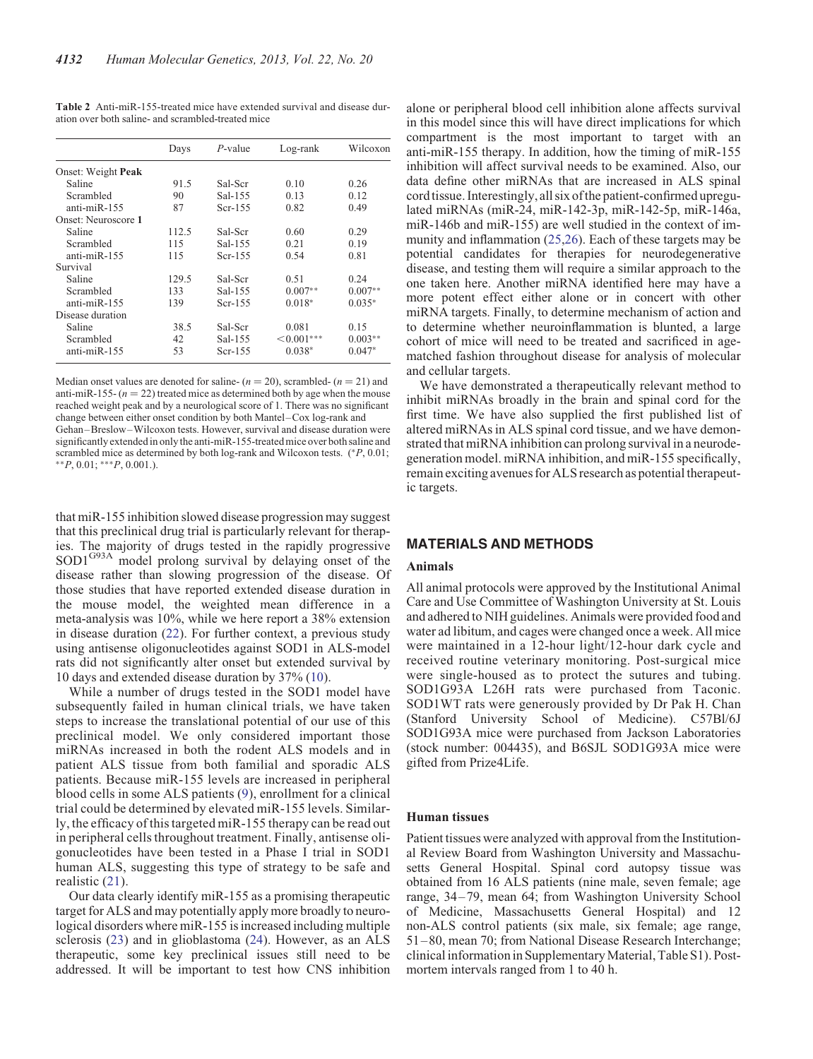**Table 2** Anti-miR-155-treated mice have extended survival and disease duration over both saline- and scrambled-treated mice

| | Days | *P*-value | Log-rank | Wilcoxon |
|---|---|---|---|---|
| Onset: Weight **Peak** | | | | |
| Saline | 91.5 | Sal-Scr | 0.10 | 0.26 |
| Scrambled | 90 | Sal-155 | 0.13 | 0.12 |
| anti-miR-155 | 87 | Scr-155 | 0.82 | 0.49 |
| Onset: Neuroscore **1** | | | | |
| Saline | 112.5 | Sal-Scr | 0.60 | 0.29 |
| Scrambled | 115 | Sal-155 | 0.21 | 0.19 |
| anti-miR-155 | 115 | Scr-155 | 0.54 | 0.81 |
| Survival | | | | |
| Saline | 129.5 | Sal-Scr | 0.51 | 0.24 |
| Scrambled | 133 | Sal-155 | 0.007** | 0.007** |
| anti-miR-155 | 139 | Scr-155 | 0.018* | 0.035* |
| Disease duration | | | | |
| Saline | 38.5 | Sal-Scr | 0.081 | 0.15 |
| Scrambled | 42 | Sal-155 | <0.001*** | 0.003** |
| anti-miR-155 | 53 | Scr-155 | 0.038* | 0.047* |

Median onset values are denoted for saline- ($n = 20$), scrambled- ($n = 21$) and anti-miR-155- ($n = 22$) treated mice as determined both by age when the mouse reached weight peak and by a neurological score of 1. There was no significant change between either onset condition by both Mantel–Cox log-rank and Gehan–Breslow–Wilcoxon tests. However, survival and disease duration were significantly extended in only the anti-miR-155-treated mice over both saline and scrambled mice as determined by both log-rank and Wilcoxon tests. (**P*, 0.01; ***P*, 0.01; ****P*, 0.001.).

that miR-155 inhibition slowed disease progression may suggest that this preclinical drug trial is particularly relevant for therapies. The majority of drugs tested in the rapidly progressive SOD1$^{G93A}$ model prolong survival by delaying onset of the disease rather than slowing progression of the disease. Of those studies that have reported extended disease duration in the mouse model, the weighted mean difference in a meta-analysis was 10%, while we here report a 38% extension in disease duration (22). For further context, a previous study using antisense oligonucleotides against SOD1 in ALS-model rats did not significantly alter onset but extended survival by 10 days and extended disease duration by 37% (10).

While a number of drugs tested in the SOD1 model have subsequently failed in human clinical trials, we have taken steps to increase the translational potential of our use of this preclinical model. We only considered important those miRNAs increased in both the rodent ALS models and in patient ALS tissue from both familial and sporadic ALS patients. Because miR-155 levels are increased in peripheral blood cells in some ALS patients (9), enrollment for a clinical trial could be determined by elevated miR-155 levels. Similarly, the efficacy of this targeted miR-155 therapy can be read out in peripheral cells throughout treatment. Finally, antisense oligonucleotides have been tested in a Phase I trial in SOD1 human ALS, suggesting this type of strategy to be safe and realistic (21).

Our data clearly identify miR-155 as a promising therapeutic target for ALS and may potentially apply more broadly to neurological disorders where miR-155 is increased including multiple sclerosis (23) and in glioblastoma (24). However, as an ALS therapeutic, some key preclinical issues still need to be addressed. It will be important to test how CNS inhibition alone or peripheral blood cell inhibition alone affects survival in this model since this will have direct implications for which compartment is the most important to target with an anti-miR-155 therapy. In addition, how the timing of miR-155 inhibition will affect survival needs to be examined. Also, our data define other miRNAs that are increased in ALS spinal cord tissue. Interestingly, all six of the patient-confirmed upregulated miRNAs (miR-24, miR-142-3p, miR-142-5p, miR-146a, miR-146b and miR-155) are well studied in the context of immunity and inflammation (25,26). Each of these targets may be potential candidates for therapies for neurodegenerative disease, and testing them will require a similar approach to the one taken here. Another miRNA identified here may have a more potent effect either alone or in concert with other miRNA targets. Finally, to determine mechanism of action and to determine whether neuroinflammation is blunted, a large cohort of mice will need to be treated and sacrificed in age-matched fashion throughout disease for analysis of molecular and cellular targets.

We have demonstrated a therapeutically relevant method to inhibit miRNAs broadly in the brain and spinal cord for the first time. We have also supplied the first published list of altered miRNAs in ALS spinal cord tissue, and we have demonstrated that miRNA inhibition can prolong survival in a neurodegeneration model. miRNA inhibition, and miR-155 specifically, remain exciting avenues for ALS research as potential therapeutic targets.

## MATERIALS AND METHODS

### Animals

All animal protocols were approved by the Institutional Animal Care and Use Committee of Washington University at St. Louis and adhered to NIH guidelines. Animals were provided food and water ad libitum, and cages were changed once a week. All mice were maintained in a 12-hour light/12-hour dark cycle and received routine veterinary monitoring. Post-surgical mice were single-housed as to protect the sutures and tubing. SOD1G93A L26H rats were purchased from Taconic. SOD1WT rats were generously provided by Dr Pak H. Chan (Stanford University School of Medicine). C57Bl/6J SOD1G93A mice were purchased from Jackson Laboratories (stock number: 004435), and B6SJL SOD1G93A mice were gifted from Prize4Life.

### Human tissues

Patient tissues were analyzed with approval from the Institutional Review Board from Washington University and Massachusetts General Hospital. Spinal cord autopsy tissue was obtained from 16 ALS patients (nine male, seven female; age range, 34–79, mean 64; from Washington University School of Medicine, Massachusetts General Hospital) and 12 non-ALS control patients (six male, six female; age range, 51–80, mean 70; from National Disease Research Interchange; clinical information in Supplementary Material, Table S1). Postmortem intervals ranged from 1 to 40 h.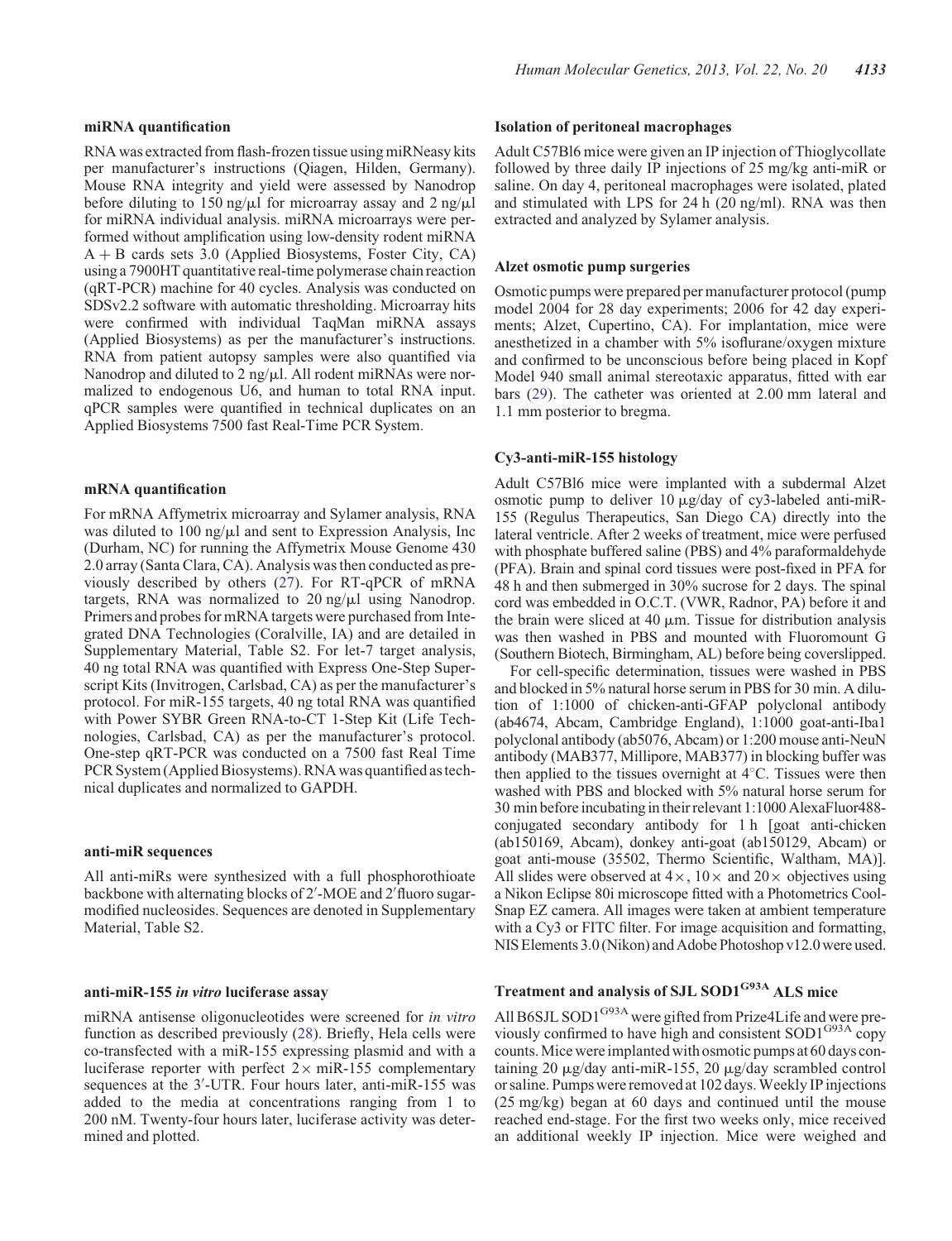### miRNA quantification

RNA was extracted from flash-frozen tissue using miRNeasy kits per manufacturer's instructions (Qiagen, Hilden, Germany). Mouse RNA integrity and yield were assessed by Nanodrop before diluting to 150 ng/μl for microarray assay and 2 ng/μl for miRNA individual analysis. miRNA microarrays were performed without amplification using low-density rodent miRNA A + B cards sets 3.0 (Applied Biosystems, Foster City, CA) using a 7900HT quantitative real-time polymerase chain reaction (qRT-PCR) machine for 40 cycles. Analysis was conducted on SDSv2.2 software with automatic thresholding. Microarray hits were confirmed with individual TaqMan miRNA assays (Applied Biosystems) as per the manufacturer's instructions. RNA from patient autopsy samples were also quantified via Nanodrop and diluted to 2 ng/μl. All rodent miRNAs were normalized to endogenous U6, and human to total RNA input. qPCR samples were quantified in technical duplicates on an Applied Biosystems 7500 fast Real-Time PCR System.

### mRNA quantification

For mRNA Affymetrix microarray and Sylamer analysis, RNA was diluted to 100 ng/μl and sent to Expression Analysis, Inc (Durham, NC) for running the Affymetrix Mouse Genome 430 2.0 array (Santa Clara, CA). Analysis was then conducted as previously described by others (27). For RT-qPCR of mRNA targets, RNA was normalized to 20 ng/μl using Nanodrop. Primers and probes for mRNA targets were purchased from Integrated DNA Technologies (Coralville, IA) and are detailed in Supplementary Material, Table S2. For let-7 target analysis, 40 ng total RNA was quantified with Express One-Step Superscript Kits (Invitrogen, Carlsbad, CA) as per the manufacturer's protocol. For miR-155 targets, 40 ng total RNA was quantified with Power SYBR Green RNA-to-CT 1-Step Kit (Life Technologies, Carlsbad, CA) as per the manufacturer's protocol. One-step qRT-PCR was conducted on a 7500 fast Real Time PCR System (Applied Biosystems). RNA was quantified as technical duplicates and normalized to GAPDH.

### anti-miR sequences

All anti-miRs were synthesized with a full phosphorothioate backbone with alternating blocks of 2′-MOE and 2′fluoro sugar-modified nucleosides. Sequences are denoted in Supplementary Material, Table S2.

### anti-miR-155 *in vitro* luciferase assay

miRNA antisense oligonucleotides were screened for *in vitro* function as described previously (28). Briefly, Hela cells were co-transfected with a miR-155 expressing plasmid and with a luciferase reporter with perfect 2× miR-155 complementary sequences at the 3′-UTR. Four hours later, anti-miR-155 was added to the media at concentrations ranging from 1 to 200 nM. Twenty-four hours later, luciferase activity was determined and plotted.

### Isolation of peritoneal macrophages

Adult C57Bl6 mice were given an IP injection of Thioglycollate followed by three daily IP injections of 25 mg/kg anti-miR or saline. On day 4, peritoneal macrophages were isolated, plated and stimulated with LPS for 24 h (20 ng/ml). RNA was then extracted and analyzed by Sylamer analysis.

### Alzet osmotic pump surgeries

Osmotic pumps were prepared per manufacturer protocol (pump model 2004 for 28 day experiments; 2006 for 42 day experiments; Alzet, Cupertino, CA). For implantation, mice were anesthetized in a chamber with 5% isoflurane/oxygen mixture and confirmed to be unconscious before being placed in Kopf Model 940 small animal stereotaxic apparatus, fitted with ear bars (29). The catheter was oriented at 2.00 mm lateral and 1.1 mm posterior to bregma.

### Cy3-anti-miR-155 histology

Adult C57Bl6 mice were implanted with a subdermal Alzet osmotic pump to deliver 10 μg/day of cy3-labeled anti-miR-155 (Regulus Therapeutics, San Diego CA) directly into the lateral ventricle. After 2 weeks of treatment, mice were perfused with phosphate buffered saline (PBS) and 4% paraformaldehyde (PFA). Brain and spinal cord tissues were post-fixed in PFA for 48 h and then submerged in 30% sucrose for 2 days. The spinal cord was embedded in O.C.T. (VWR, Radnor, PA) before it and the brain were sliced at 40 μm. Tissue for distribution analysis was then washed in PBS and mounted with Fluoromount G (Southern Biotech, Birmingham, AL) before being coverslipped.

For cell-specific determination, tissues were washed in PBS and blocked in 5% natural horse serum in PBS for 30 min. A dilution of 1:1000 of chicken-anti-GFAP polyclonal antibody (ab4674, Abcam, Cambridge England), 1:1000 goat-anti-Iba1 polyclonal antibody (ab5076, Abcam) or 1:200 mouse anti-NeuN antibody (MAB377, Millipore, MAB377) in blocking buffer was then applied to the tissues overnight at 4°C. Tissues were then washed with PBS and blocked with 5% natural horse serum for 30 min before incubating in their relevant 1:1000 AlexaFluor488-conjugated secondary antibody for 1 h [goat anti-chicken (ab150169, Abcam), donkey anti-goat (ab150129, Abcam) or goat anti-mouse (35502, Thermo Scientific, Waltham, MA)]. All slides were observed at 4×, 10× and 20× objectives using a Nikon Eclipse 80i microscope fitted with a Photometrics CoolSnap EZ camera. All images were taken at ambient temperature with a Cy3 or FITC filter. For image acquisition and formatting, NIS Elements 3.0 (Nikon) and Adobe Photoshop v12.0 were used.

### Treatment and analysis of SJL SOD1$^{G93A}$ ALS mice

All B6SJL SOD1$^{G93A}$ were gifted from Prize4Life and were previously confirmed to have high and consistent SOD1$^{G93A}$ copy counts. Mice were implanted with osmotic pumps at 60 days containing 20 μg/day anti-miR-155, 20 μg/day scrambled control or saline. Pumps were removed at 102 days. Weekly IP injections (25 mg/kg) began at 60 days and continued until the mouse reached end-stage. For the first two weeks only, mice received an additional weekly IP injection. Mice were weighed and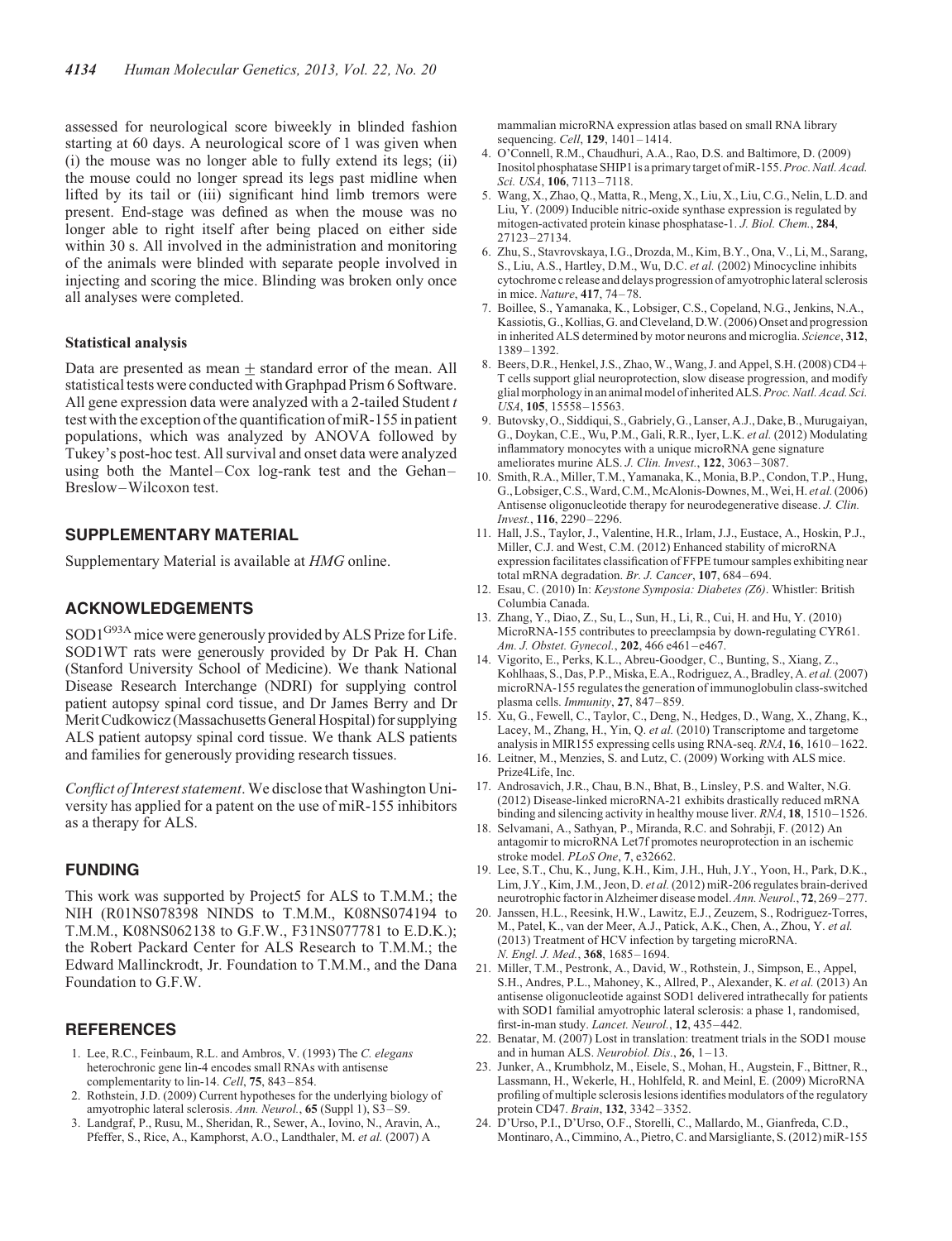assessed for neurological score biweekly in blinded fashion starting at 60 days. A neurological score of 1 was given when (i) the mouse was no longer able to fully extend its legs; (ii) the mouse could no longer spread its legs past midline when lifted by its tail or (iii) significant hind limb tremors were present. End-stage was defined as when the mouse was no longer able to right itself after being placed on either side within 30 s. All involved in the administration and monitoring of the animals were blinded with separate people involved in injecting and scoring the mice. Blinding was broken only once all analyses were completed.

#### Statistical analysis

Data are presented as mean ± standard error of the mean. All statistical tests were conducted with Graphpad Prism 6 Software. All gene expression data were analyzed with a 2-tailed Student *t* test with the exception of the quantification of miR-155 in patient populations, which was analyzed by ANOVA followed by Tukey's post-hoc test. All survival and onset data were analyzed using both the Mantel–Cox log-rank test and the Gehan–Breslow–Wilcoxon test.

## SUPPLEMENTARY MATERIAL

Supplementary Material is available at *HMG* online.

## ACKNOWLEDGEMENTS

$SOD1^{G93A}$ mice were generously provided by ALS Prize for Life. SOD1WT rats were generously provided by Dr Pak H. Chan (Stanford University School of Medicine). We thank National Disease Research Interchange (NDRI) for supplying control patient autopsy spinal cord tissue, and Dr James Berry and Dr Merit Cudkowicz (Massachusetts General Hospital) for supplying ALS patient autopsy spinal cord tissue. We thank ALS patients and families for generously providing research tissues.

*Conflict of Interest statement*. We disclose that Washington University has applied for a patent on the use of miR-155 inhibitors as a therapy for ALS.

## FUNDING

This work was supported by Project5 for ALS to T.M.M.; the NIH (R01NS078398 NINDS to T.M.M., K08NS074194 to T.M.M., K08NS062138 to G.F.W., F31NS077781 to E.D.K.); the Robert Packard Center for ALS Research to T.M.M.; the Edward Mallinckrodt, Jr. Foundation to T.M.M., and the Dana Foundation to G.F.W.

## REFERENCES

1. Lee, R.C., Feinbaum, R.L. and Ambros, V. (1993) The *C. elegans* heterochronic gene lin-4 encodes small RNAs with antisense complementarity to lin-14. *Cell*, **75**, 843–854.
2. Rothstein, J.D. (2009) Current hypotheses for the underlying biology of amyotrophic lateral sclerosis. *Ann. Neurol.*, **65** (Suppl 1), S3–S9.
3. Landgraf, P., Rusu, M., Sheridan, R., Sewer, A., Iovino, N., Aravin, A., Pfeffer, S., Rice, A., Kamphorst, A.O., Landthaler, M. *et al.* (2007) A mammalian microRNA expression atlas based on small RNA library sequencing. *Cell*, **129**, 1401–1414.
4. O'Connell, R.M., Chaudhuri, A.A., Rao, D.S. and Baltimore, D. (2009) Inositol phosphatase SHIP1 is a primary target of miR-155. *Proc. Natl. Acad. Sci. USA*, **106**, 7113–7118.
5. Wang, X., Zhao, Q., Matta, R., Meng, X., Liu, X., Liu, C.G., Nelin, L.D. and Liu, Y. (2009) Inducible nitric-oxide synthase expression is regulated by mitogen-activated protein kinase phosphatase-1. *J. Biol. Chem.*, **284**, 27123–27134.
6. Zhu, S., Stavrovskaya, I.G., Drozda, M., Kim, B.Y., Ona, V., Li, M., Sarang, S., Liu, A.S., Hartley, D.M., Wu, D.C. *et al.* (2002) Minocycline inhibits cytochrome c release and delays progression of amyotrophic lateral sclerosis in mice. *Nature*, **417**, 74–78.
7. Boillee, S., Yamanaka, K., Lobsiger, C.S., Copeland, N.G., Jenkins, N.A., Kassiotis, G., Kollias, G. and Cleveland, D.W. (2006) Onset and progression in inherited ALS determined by motor neurons and microglia. *Science*, **312**, 1389–1392.
8. Beers, D.R., Henkel, J.S., Zhao, W., Wang, J. and Appel, S.H. (2008) CD4+ T cells support glial neuroprotection, slow disease progression, and modify glial morphology in an animal model of inherited ALS. *Proc. Natl. Acad. Sci. USA*, **105**, 15558–15563.
9. Butovsky, O., Siddiqui, S., Gabriely, G., Lanser, A.J., Dake, B., Murugaiyan, G., Doykan, C.E., Wu, P.M., Gali, R.R., Iyer, L.K. *et al.* (2012) Modulating inflammatory monocytes with a unique microRNA gene signature ameliorates murine ALS. *J. Clin. Invest.*, **122**, 3063–3087.
10. Smith, R.A., Miller, T.M., Yamanaka, K., Monia, B.P., Condon, T.P., Hung, G., Lobsiger, C.S., Ward, C.M., McAlonis-Downes, M., Wei, H. *et al.* (2006) Antisense oligonucleotide therapy for neurodegenerative disease. *J. Clin. Invest.*, **116**, 2290–2296.
11. Hall, J.S., Taylor, J., Valentine, H.R., Irlam, J.J., Eustace, A., Hoskin, P.J., Miller, C.J. and West, C.M. (2012) Enhanced stability of microRNA expression facilitates classification of FFPE tumour samples exhibiting near total mRNA degradation. *Br. J. Cancer*, **107**, 684–694.
12. Esau, C. (2010) In: *Keystone Symposia: Diabetes (Z6)*. Whistler: British Columbia Canada.
13. Zhang, Y., Diao, Z., Su, L., Sun, H., Li, R., Cui, H. and Hu, Y. (2010) MicroRNA-155 contributes to preeclampsia by down-regulating CYR61. *Am. J. Obstet. Gynecol.*, **202**, 466 e461–e467.
14. Vigorito, E., Perks, K.L., Abreu-Goodger, C., Bunting, S., Xiang, Z., Kohlhaas, S., Das, P.P., Miska, E.A., Rodriguez, A., Bradley, A. *et al.* (2007) microRNA-155 regulates the generation of immunoglobulin class-switched plasma cells. *Immunity*, **27**, 847–859.
15. Xu, G., Fewell, C., Taylor, C., Deng, N., Hedges, D., Wang, X., Zhang, K., Lacey, M., Zhang, H., Yin, Q. *et al.* (2010) Transcriptome and targetome analysis in MIR155 expressing cells using RNA-seq. *RNA*, **16**, 1610–1622.
16. Leitner, M., Menzies, S. and Lutz, C. (2009) Working with ALS mice. Prize4Life, Inc.
17. Androsavich, J.R., Chau, B.N., Bhat, B., Linsley, P.S. and Walter, N.G. (2012) Disease-linked microRNA-21 exhibits drastically reduced mRNA binding and silencing activity in healthy mouse liver. *RNA*, **18**, 1510–1526.
18. Selvamani, A., Sathyan, P., Miranda, R.C. and Sohrabji, F. (2012) An antagomir to microRNA Let7f promotes neuroprotection in an ischemic stroke model. *PLoS One*, **7**, e32662.
19. Lee, S.T., Chu, K., Jung, K.H., Kim, J.H., Huh, J.Y., Yoon, H., Park, D.K., Lim, J.Y., Kim, J.M., Jeon, D. *et al.* (2012) miR-206 regulates brain-derived neurotrophic factor in Alzheimer disease model. *Ann. Neurol.*, **72**, 269–277.
20. Janssen, H.L., Reesink, H.W., Lawitz, E.J., Zeuzem, S., Rodriguez-Torres, M., Patel, K., van der Meer, A.J., Patick, A.K., Chen, A., Zhou, Y. *et al.* (2013) Treatment of HCV infection by targeting microRNA. *N. Engl. J. Med.*, **368**, 1685–1694.
21. Miller, T.M., Pestronk, A., David, W., Rothstein, J., Simpson, E., Appel, S.H., Andres, P.L., Mahoney, K., Allred, P., Alexander, K. *et al.* (2013) An antisense oligonucleotide against SOD1 delivered intrathecally for patients with SOD1 familial amyotrophic lateral sclerosis: a phase 1, randomised, first-in-man study. *Lancet. Neurol.*, **12**, 435–442.
22. Benatar, M. (2007) Lost in translation: treatment trials in the SOD1 mouse and in human ALS. *Neurobiol. Dis.*, **26**, 1–13.
23. Junker, A., Krumbholz, M., Eisele, S., Mohan, H., Augstein, F., Bittner, R., Lassmann, H., Wekerle, H., Hohlfeld, R. and Meinl, E. (2009) MicroRNA profiling of multiple sclerosis lesions identifies modulators of the regulatory protein CD47. *Brain*, **132**, 3342–3352.
24. D'Urso, P.I., D'Urso, O.F., Storelli, C., Mallardo, M., Gianfreda, C.D., Montinaro, A., Cimmino, A., Pietro, C. and Marsigliante, S. (2012) miR-155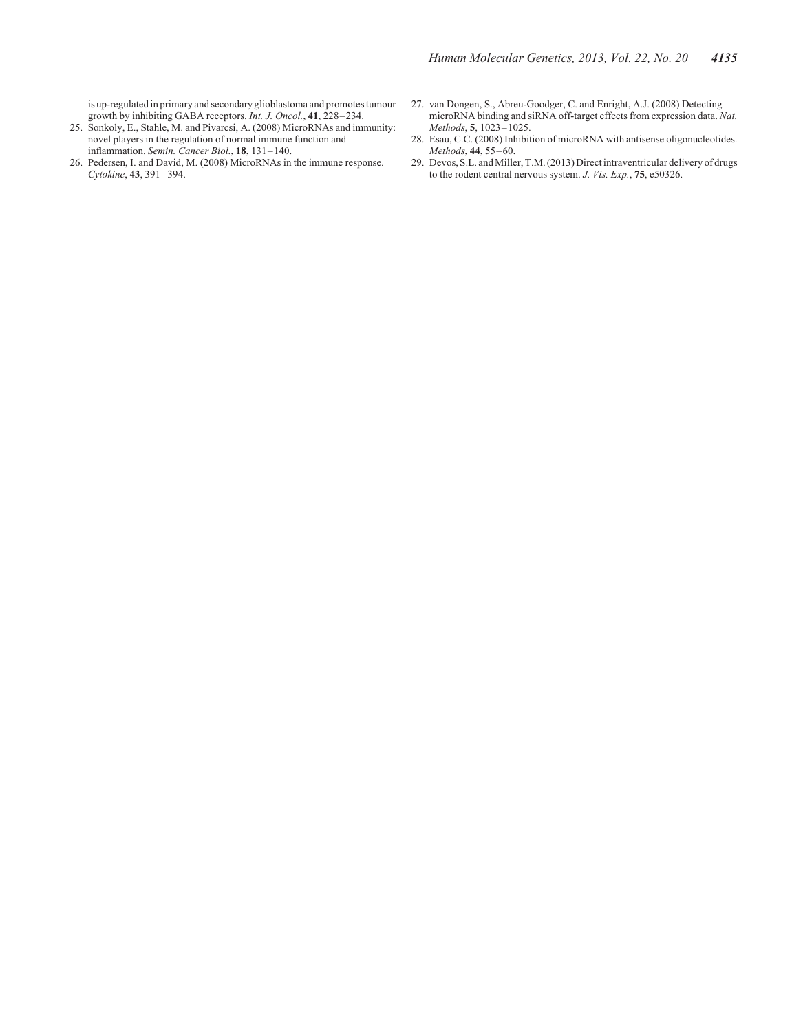is up-regulated in primary and secondary glioblastoma and promotes tumour growth by inhibiting GABA receptors. *Int. J. Oncol.*, **41**, 228–234.

25. Sonkoly, E., Stahle, M. and Pivarcsi, A. (2008) MicroRNAs and immunity: novel players in the regulation of normal immune function and inflammation. *Semin. Cancer Biol.*, **18**, 131–140.
26. Pedersen, I. and David, M. (2008) MicroRNAs in the immune response. *Cytokine*, **43**, 391–394.
27. van Dongen, S., Abreu-Goodger, C. and Enright, A.J. (2008) Detecting microRNA binding and siRNA off-target effects from expression data. *Nat. Methods*, **5**, 1023–1025.
28. Esau, C.C. (2008) Inhibition of microRNA with antisense oligonucleotides. *Methods*, **44**, 55–60.
29. Devos, S.L. and Miller, T.M. (2013) Direct intraventricular delivery of drugs to the rodent central nervous system. *J. Vis. Exp.*, **75**, e50326.